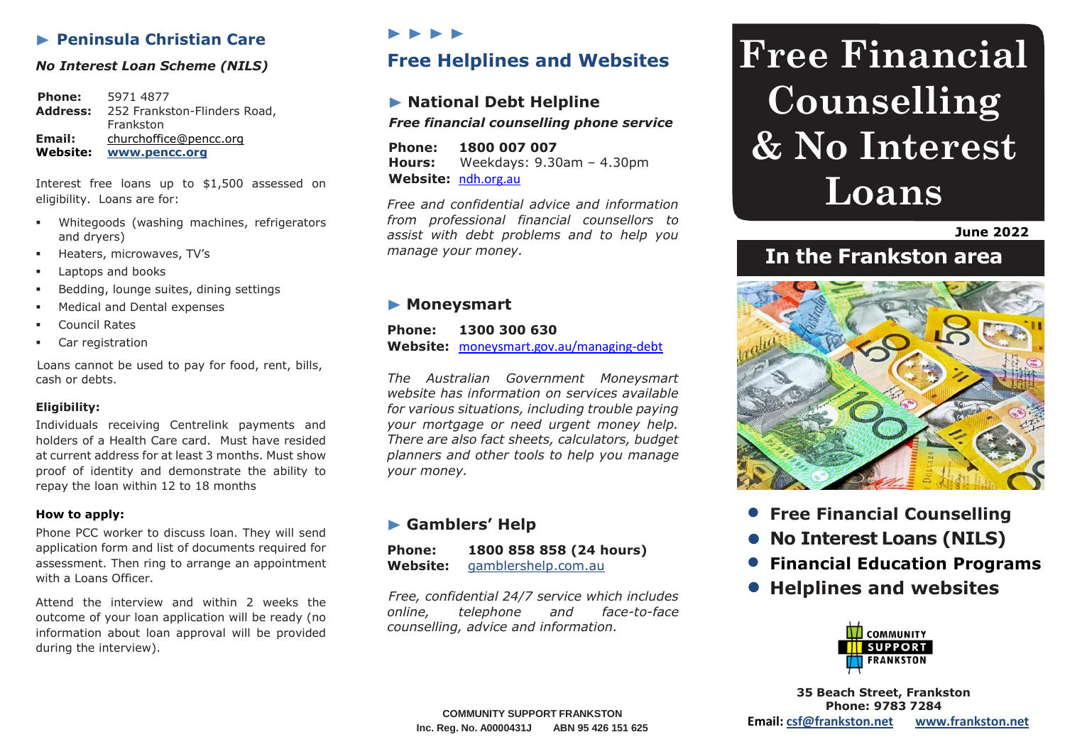## ► Peninsula Christian Care

***No Interest Loan Scheme (NILS)***

**Phone:** 5971 4877
**Address:** 252 Frankston-Flinders Road, Frankston
**Email:** churchoffice@pencc.org
**Website:** **www.pencc.org**

Interest free loans up to $1,500 assessed on eligibility. Loans are for:

- Whitegoods (washing machines, refrigerators and dryers)
- Heaters, microwaves, TV's
- Laptops and books
- Bedding, lounge suites, dining settings
- Medical and Dental expenses
- Council Rates
- Car registration

Loans cannot be used to pay for food, rent, bills, cash or debts.

**Eligibility:**
Individuals receiving Centrelink payments and holders of a Health Care card. Must have resided at current address for at least 3 months. Must show proof of identity and demonstrate the ability to repay the loan within 12 to 18 months

**How to apply:**
Phone PCC worker to discuss loan. They will send application form and list of documents required for assessment. Then ring to arrange an appointment with a Loans Officer.

Attend the interview and within 2 weeks the outcome of your loan application will be ready (no information about loan approval will be provided during the interview).

► ► ► ►

## Free Helplines and Websites

### ► National Debt Helpline

***Free financial counselling phone service***

**Phone:** **1800 007 007**
**Hours:** Weekdays: 9.30am – 4.30pm
**Website:** ndh.org.au

*Free and confidential advice and information from professional financial counsellors to assist with debt problems and to help you manage your money.*

### ► Moneysmart

**Phone:** **1300 300 630**
**Website:** moneysmart.gov.au/managing-debt

*The Australian Government Moneysmart website has information on services available for various situations, including trouble paying your mortgage or need urgent money help. There are also fact sheets, calculators, budget planners and other tools to help you manage your money.*

### ► Gamblers' Help

**Phone:** **1800 858 858 (24 hours)**
**Website:** gamblershelp.com.au

*Free, confidential 24/7 service which includes online, telephone and face-to-face counselling, advice and information.*

COMMUNITY SUPPORT FRANKSTON
Inc. Reg. No. A0000431J ABN 95 426 151 625

# Free Financial Counselling & No Interest Loans

**June 2022**

## In the Frankston area

- **Free Financial Counselling**
- **No Interest Loans (NILS)**
- **Financial Education Programs**
- **Helplines and websites**

COMMUNITY SUPPORT FRANKSTON

**35 Beach Street, Frankston**
**Phone: 9783 7284**
**Email: csf@frankston.net** **www.frankston.net**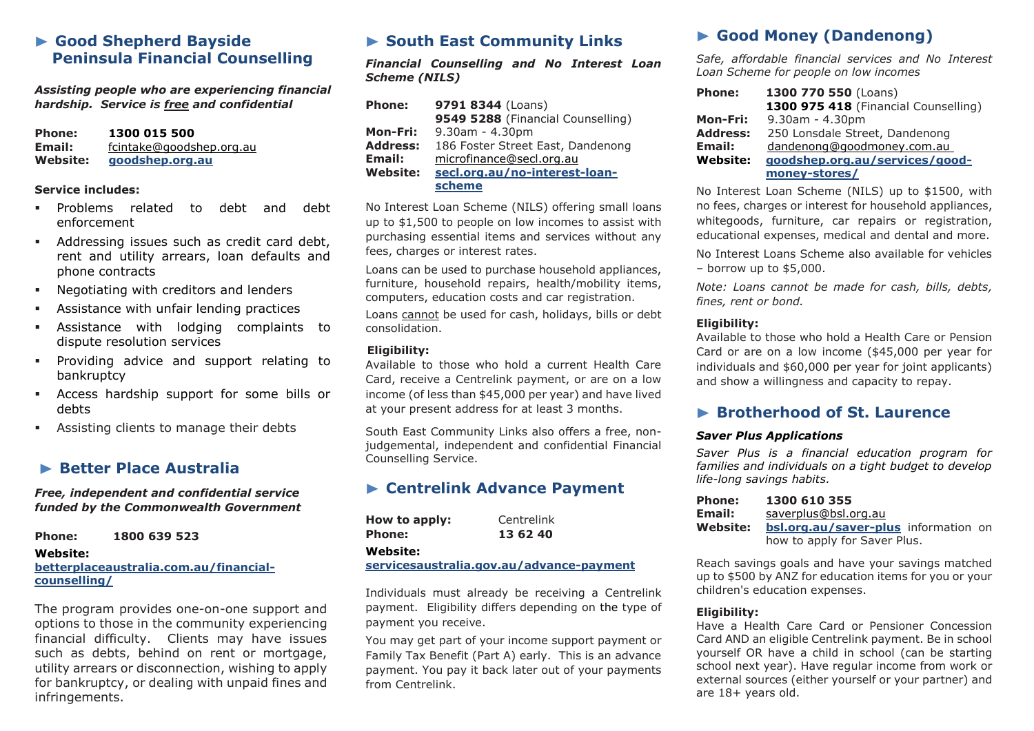## ► Good Shepherd Bayside Peninsula Financial Counselling

***Assisting people who are experiencing financial hardship. Service is free and confidential***

**Phone:** **1300 015 500**
**Email:** fcintake@goodshep.org.au
**Website:** **goodshep.org.au**

**Service includes:**

- Problems related to debt and debt enforcement
- Addressing issues such as credit card debt, rent and utility arrears, loan defaults and phone contracts
- Negotiating with creditors and lenders
- Assistance with unfair lending practices
- Assistance with lodging complaints to dispute resolution services
- Providing advice and support relating to bankruptcy
- Access hardship support for some bills or debts
- Assisting clients to manage their debts

## ► Better Place Australia

***Free, independent and confidential service funded by the Commonwealth Government***

**Phone:** **1800 639 523**

**Website:**
**betterplaceaustralia.com.au/financial-counselling/**

The program provides one-on-one support and options to those in the community experiencing financial difficulty. Clients may have issues such as debts, behind on rent or mortgage, utility arrears or disconnection, wishing to apply for bankruptcy, or dealing with unpaid fines and infringements.

## ► South East Community Links

***Financial Counselling and No Interest Loan Scheme (NILS)***

**Phone:** **9791 8344** (Loans)
**9549 5288** (Financial Counselling)
**Mon-Fri:** 9.30am - 4.30pm
**Address:** 186 Foster Street East, Dandenong
**Email:** microfinance@secl.org.au
**Website:** **secl.org.au/no-interest-loan-scheme**

No Interest Loan Scheme (NILS) offering small loans up to $1,500 to people on low incomes to assist with purchasing essential items and services without any fees, charges or interest rates.

Loans can be used to purchase household appliances, furniture, household repairs, health/mobility items, computers, education costs and car registration.

Loans cannot be used for cash, holidays, bills or debt consolidation.

**Eligibility:**
Available to those who hold a current Health Care Card, receive a Centrelink payment, or are on a low income (of less than $45,000 per year) and have lived at your present address for at least 3 months.

South East Community Links also offers a free, non-judgemental, independent and confidential Financial Counselling Service.

## ► Centrelink Advance Payment

**How to apply:** Centrelink
**Phone:** **13 62 40**
**Website:**
**servicesaustralia.gov.au/advance-payment**

Individuals must already be receiving a Centrelink payment. Eligibility differs depending on the type of payment you receive.

You may get part of your income support payment or Family Tax Benefit (Part A) early. This is an advance payment. You pay it back later out of your payments from Centrelink.

## ► Good Money (Dandenong)

*Safe, affordable financial services and No Interest Loan Scheme for people on low incomes*

**Phone:** **1300 770 550** (Loans)
**1300 975 418** (Financial Counselling)
**Mon-Fri:** 9.30am - 4.30pm
**Address:** 250 Lonsdale Street, Dandenong
**Email:** dandenong@goodmoney.com.au
**Website:** **goodshep.org.au/services/good-money-stores/**

No Interest Loan Scheme (NILS) up to $1500, with no fees, charges or interest for household appliances, whitegoods, furniture, car repairs or registration, educational expenses, medical and dental and more.

No Interest Loans Scheme also available for vehicles – borrow up to $5,000.

*Note: Loans cannot be made for cash, bills, debts, fines, rent or bond.*

**Eligibility:**
Available to those who hold a Health Care or Pension Card or are on a low income ($45,000 per year for individuals and $60,000 per year for joint applicants) and show a willingness and capacity to repay.

## ► Brotherhood of St. Laurence

***Saver Plus Applications***

*Saver Plus is a financial education program for families and individuals on a tight budget to develop life-long savings habits.*

**Phone:** **1300 610 355**
**Email:** saverplus@bsl.org.au
**Website:** **bsl.org.au/saver-plus** information on how to apply for Saver Plus.

Reach savings goals and have your savings matched up to $500 by ANZ for education items for you or your children's education expenses.

**Eligibility:**
Have a Health Care Card or Pensioner Concession Card AND an eligible Centrelink payment. Be in school yourself OR have a child in school (can be starting school next year). Have regular income from work or external sources (either yourself or your partner) and are 18+ years old.